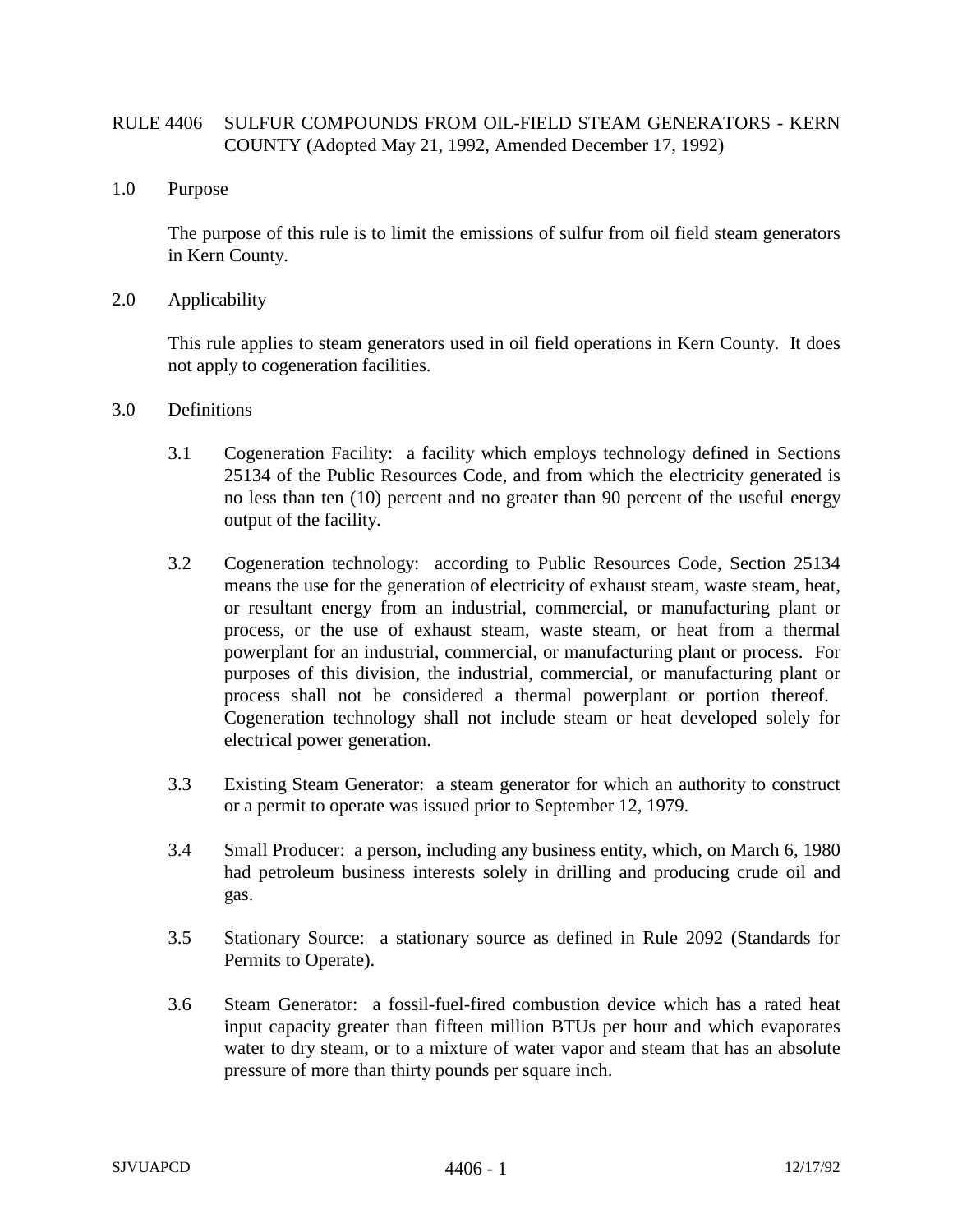# RULE 4406 SULFUR COMPOUNDS FROM OIL-FIELD STEAM GENERATORS - KERN COUNTY (Adopted May 21, 1992, Amended December 17, 1992)

## 1.0 Purpose

The purpose of this rule is to limit the emissions of sulfur from oil field steam generators in Kern County.

## 2.0 Applicability

This rule applies to steam generators used in oil field operations in Kern County. It does not apply to cogeneration facilities.

## 3.0 Definitions

3.1 Cogeneration Facility: a facility which employs technology defined in Sections 25134 of the Public Resources Code, and from which the electricity generated is no less than ten (10) percent and no greater than 90 percent of the useful energy output of the facility.

3.2 Cogeneration technology: according to Public Resources Code, Section 25134 means the use for the generation of electricity of exhaust steam, waste steam, heat, or resultant energy from an industrial, commercial, or manufacturing plant or process, or the use of exhaust steam, waste steam, or heat from a thermal powerplant for an industrial, commercial, or manufacturing plant or process. For purposes of this division, the industrial, commercial, or manufacturing plant or process shall not be considered a thermal powerplant or portion thereof. Cogeneration technology shall not include steam or heat developed solely for electrical power generation.

3.3 Existing Steam Generator: a steam generator for which an authority to construct or a permit to operate was issued prior to September 12, 1979.

3.4 Small Producer: a person, including any business entity, which, on March 6, 1980 had petroleum business interests solely in drilling and producing crude oil and gas.

3.5 Stationary Source: a stationary source as defined in Rule 2092 (Standards for Permits to Operate).

3.6 Steam Generator: a fossil-fuel-fired combustion device which has a rated heat input capacity greater than fifteen million BTUs per hour and which evaporates water to dry steam, or to a mixture of water vapor and steam that has an absolute pressure of more than thirty pounds per square inch.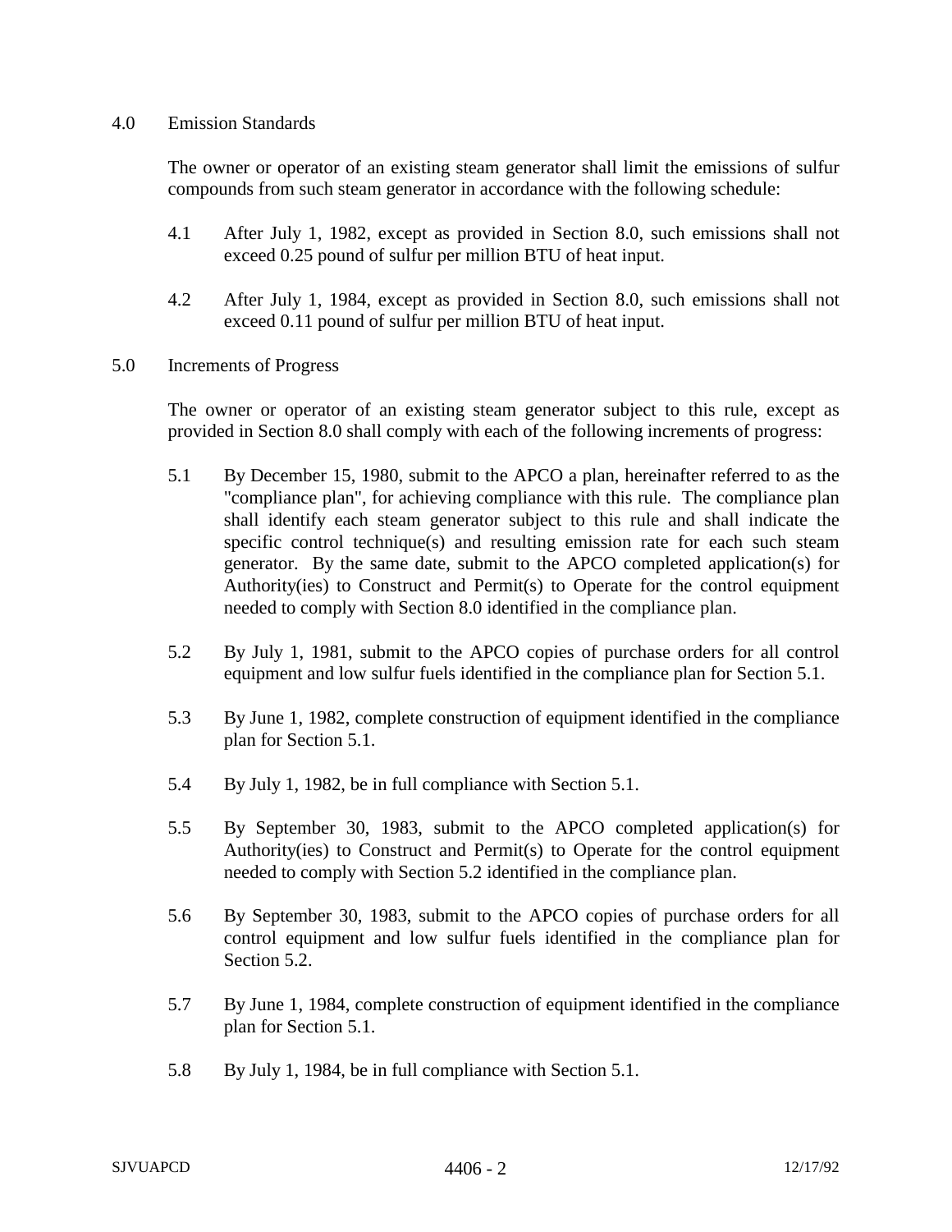## 4.0 Emission Standards

The owner or operator of an existing steam generator shall limit the emissions of sulfur compounds from such steam generator in accordance with the following schedule:

4.1 After July 1, 1982, except as provided in Section 8.0, such emissions shall not exceed 0.25 pound of sulfur per million BTU of heat input.

4.2 After July 1, 1984, except as provided in Section 8.0, such emissions shall not exceed 0.11 pound of sulfur per million BTU of heat input.

## 5.0 Increments of Progress

The owner or operator of an existing steam generator subject to this rule, except as provided in Section 8.0 shall comply with each of the following increments of progress:

5.1 By December 15, 1980, submit to the APCO a plan, hereinafter referred to as the "compliance plan", for achieving compliance with this rule. The compliance plan shall identify each steam generator subject to this rule and shall indicate the specific control technique(s) and resulting emission rate for each such steam generator. By the same date, submit to the APCO completed application(s) for Authority(ies) to Construct and Permit(s) to Operate for the control equipment needed to comply with Section 8.0 identified in the compliance plan.

5.2 By July 1, 1981, submit to the APCO copies of purchase orders for all control equipment and low sulfur fuels identified in the compliance plan for Section 5.1.

5.3 By June 1, 1982, complete construction of equipment identified in the compliance plan for Section 5.1.

5.4 By July 1, 1982, be in full compliance with Section 5.1.

5.5 By September 30, 1983, submit to the APCO completed application(s) for Authority(ies) to Construct and Permit(s) to Operate for the control equipment needed to comply with Section 5.2 identified in the compliance plan.

5.6 By September 30, 1983, submit to the APCO copies of purchase orders for all control equipment and low sulfur fuels identified in the compliance plan for Section 5.2.

5.7 By June 1, 1984, complete construction of equipment identified in the compliance plan for Section 5.1.

5.8 By July 1, 1984, be in full compliance with Section 5.1.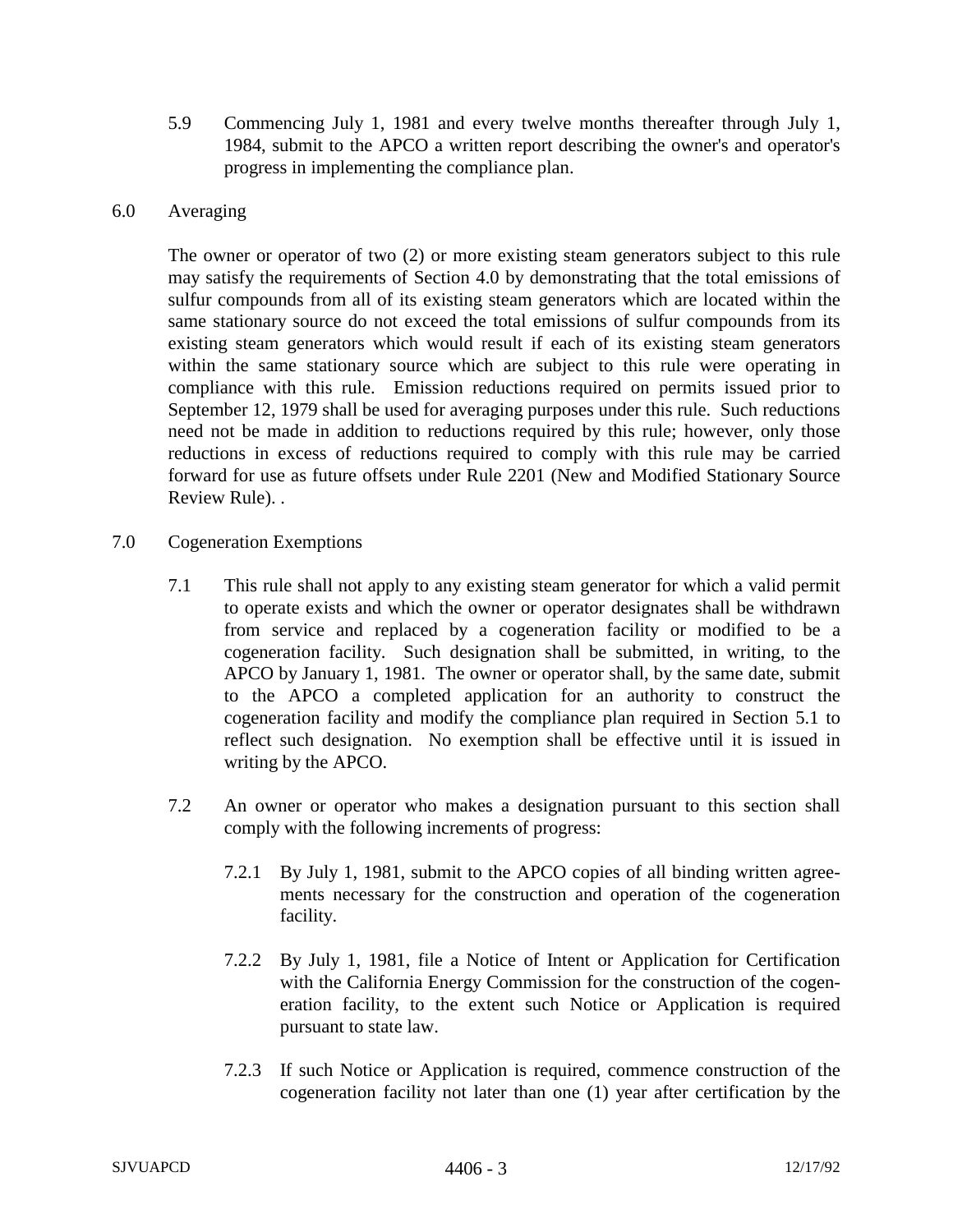5.9 Commencing July 1, 1981 and every twelve months thereafter through July 1, 1984, submit to the APCO a written report describing the owner's and operator's progress in implementing the compliance plan.

## 6.0 Averaging

The owner or operator of two (2) or more existing steam generators subject to this rule may satisfy the requirements of Section 4.0 by demonstrating that the total emissions of sulfur compounds from all of its existing steam generators which are located within the same stationary source do not exceed the total emissions of sulfur compounds from its existing steam generators which would result if each of its existing steam generators within the same stationary source which are subject to this rule were operating in compliance with this rule. Emission reductions required on permits issued prior to September 12, 1979 shall be used for averaging purposes under this rule. Such reductions need not be made in addition to reductions required by this rule; however, only those reductions in excess of reductions required to comply with this rule may be carried forward for use as future offsets under Rule 2201 (New and Modified Stationary Source Review Rule). .

## 7.0 Cogeneration Exemptions

7.1 This rule shall not apply to any existing steam generator for which a valid permit to operate exists and which the owner or operator designates shall be withdrawn from service and replaced by a cogeneration facility or modified to be a cogeneration facility. Such designation shall be submitted, in writing, to the APCO by January 1, 1981. The owner or operator shall, by the same date, submit to the APCO a completed application for an authority to construct the cogeneration facility and modify the compliance plan required in Section 5.1 to reflect such designation. No exemption shall be effective until it is issued in writing by the APCO.

7.2 An owner or operator who makes a designation pursuant to this section shall comply with the following increments of progress:

7.2.1 By July 1, 1981, submit to the APCO copies of all binding written agreements necessary for the construction and operation of the cogeneration facility.

7.2.2 By July 1, 1981, file a Notice of Intent or Application for Certification with the California Energy Commission for the construction of the cogeneration facility, to the extent such Notice or Application is required pursuant to state law.

7.2.3 If such Notice or Application is required, commence construction of the cogeneration facility not later than one (1) year after certification by the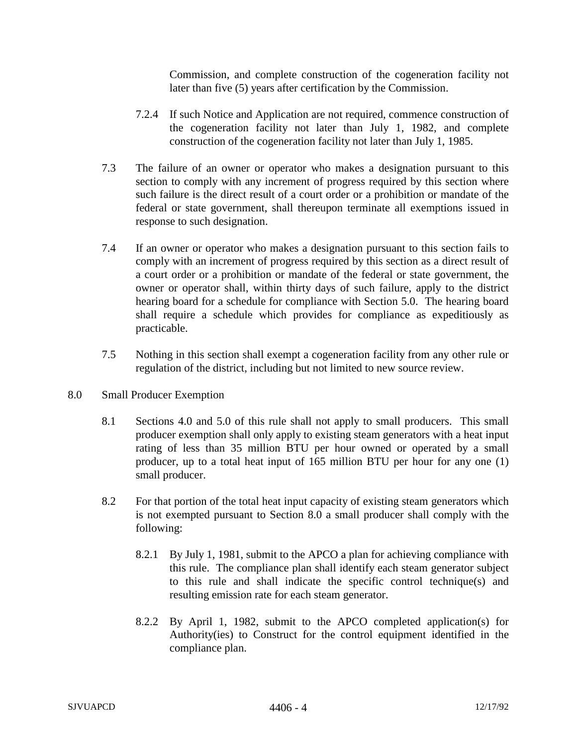Commission, and complete construction of the cogeneration facility not later than five (5) years after certification by the Commission.

7.2.4 If such Notice and Application are not required, commence construction of the cogeneration facility not later than July 1, 1982, and complete construction of the cogeneration facility not later than July 1, 1985.

7.3 The failure of an owner or operator who makes a designation pursuant to this section to comply with any increment of progress required by this section where such failure is the direct result of a court order or a prohibition or mandate of the federal or state government, shall thereupon terminate all exemptions issued in response to such designation.

7.4 If an owner or operator who makes a designation pursuant to this section fails to comply with an increment of progress required by this section as a direct result of a court order or a prohibition or mandate of the federal or state government, the owner or operator shall, within thirty days of such failure, apply to the district hearing board for a schedule for compliance with Section 5.0. The hearing board shall require a schedule which provides for compliance as expeditiously as practicable.

7.5 Nothing in this section shall exempt a cogeneration facility from any other rule or regulation of the district, including but not limited to new source review.

## 8.0 Small Producer Exemption

8.1 Sections 4.0 and 5.0 of this rule shall not apply to small producers. This small producer exemption shall only apply to existing steam generators with a heat input rating of less than 35 million BTU per hour owned or operated by a small producer, up to a total heat input of 165 million BTU per hour for any one (1) small producer.

8.2 For that portion of the total heat input capacity of existing steam generators which is not exempted pursuant to Section 8.0 a small producer shall comply with the following:

8.2.1 By July 1, 1981, submit to the APCO a plan for achieving compliance with this rule. The compliance plan shall identify each steam generator subject to this rule and shall indicate the specific control technique(s) and resulting emission rate for each steam generator.

8.2.2 By April 1, 1982, submit to the APCO completed application(s) for Authority(ies) to Construct for the control equipment identified in the compliance plan.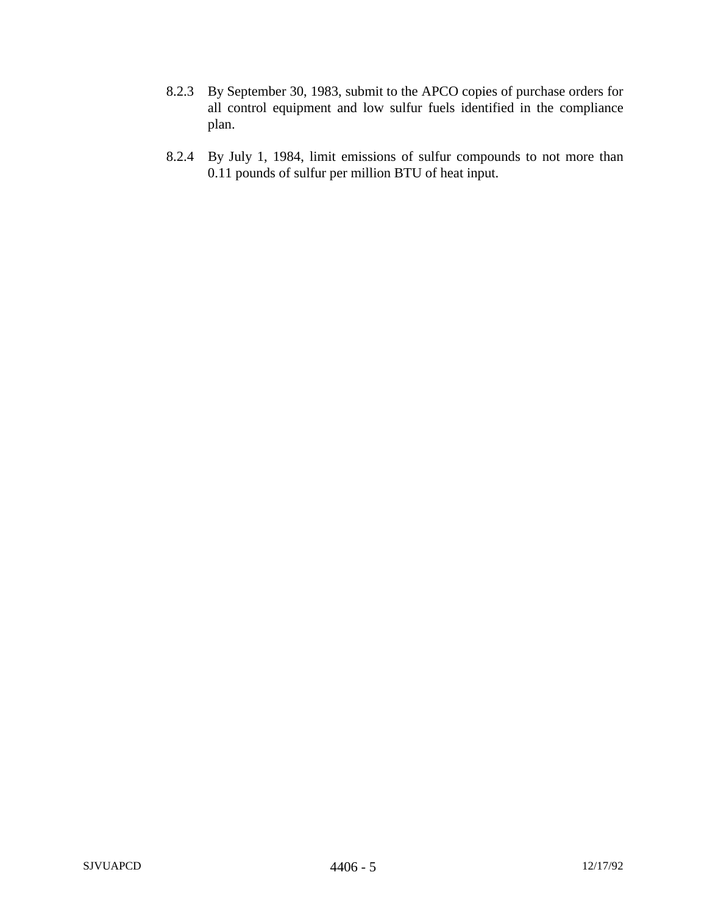8.2.3 By September 30, 1983, submit to the APCO copies of purchase orders for all control equipment and low sulfur fuels identified in the compliance plan.

8.2.4 By July 1, 1984, limit emissions of sulfur compounds to not more than 0.11 pounds of sulfur per million BTU of heat input.